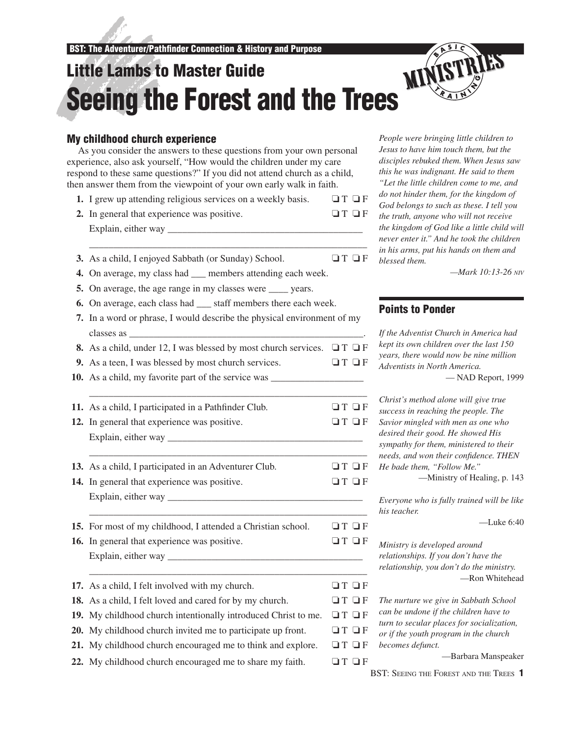BST: The Adventurer/Pathfinder Connection & History and Purpose

## Little Lambs to Master Guide

# Seeing the Forest and the Trees

## My childhood church experience

As you consider the answers to these questions from your own personal experience, also ask yourself, "How would the children under my care respond to these same questions?" If you did not attend church as a child, then answer them from the viewpoint of your own early walk in faith.

1. I grew up attending religious services on a weekly basis. ❑ T ❑ F
2. In general that experience was positive. ❑ T ❑ F
   Explain, either way ________________________________________
   ______________________________________________________
3. As a child, I enjoyed Sabbath (or Sunday) School. ❑ T ❑ F
4. On average, my class had ___ members attending each week.
5. On average, the age range in my classes were ____ years.
6. On average, each class had ___ staff members there each week.
7. In a word or phrase, I would describe the physical environment of my classes as ________________________________________________.
8. As a child, under 12, I was blessed by most church services. ❑ T ❑ F
9. As a teen, I was blessed by most church services. ❑ T ❑ F
10. As a child, my favorite part of the service was __________________
    ______________________________________________________
11. As a child, I participated in a Pathfinder Club. ❑ T ❑ F
12. In general that experience was positive. ❑ T ❑ F
    Explain, either way ________________________________________
    ______________________________________________________
13. As a child, I participated in an Adventurer Club. ❑ T ❑ F
14. In general that experience was positive. ❑ T ❑ F
    Explain, either way ________________________________________
    ______________________________________________________
15. For most of my childhood, I attended a Christian school. ❑ T ❑ F
16. In general that experience was positive. ❑ T ❑ F
    Explain, either way ________________________________________
    ______________________________________________________
17. As a child, I felt involved with my church. ❑ T ❑ F
18. As a child, I felt loved and cared for by my church. ❑ T ❑ F
19. My childhood church intentionally introduced Christ to me. ❑ T ❑ F
20. My childhood church invited me to participate up front. ❑ T ❑ F
21. My childhood church encouraged me to think and explore. ❑ T ❑ F
22. My childhood church encouraged me to share my faith. ❑ T ❑ F

*People were bringing little children to Jesus to have him touch them, but the disciples rebuked them. When Jesus saw this he was indignant. He said to them "Let the little children come to me, and do not hinder them, for the kingdom of God belongs to such as these. I tell you the truth, anyone who will not receive the kingdom of God like a little child will never enter it." And he took the children in his arms, put his hands on them and blessed them.*

—*Mark 10:13-26 NIV*

## Points to Ponder

*If the Adventist Church in America had kept its own children over the last 150 years, there would now be nine million Adventists in North America.*

— NAD Report, 1999

*Christ's method alone will give true success in reaching the people. The Savior mingled with men as one who desired their good. He showed His sympathy for them, ministered to their needs, and won their confidence. THEN He bade them, "Follow Me."*

—Ministry of Healing, p. 143

*Everyone who is fully trained will be like his teacher.*

—Luke 6:40

*Ministry is developed around relationships. If you don't have the relationship, you don't do the ministry.*

—Ron Whitehead

*The nurture we give in Sabbath School can be undone if the children have to turn to secular places for socialization, or if the youth program in the church becomes defunct.*

—Barbara Manspeaker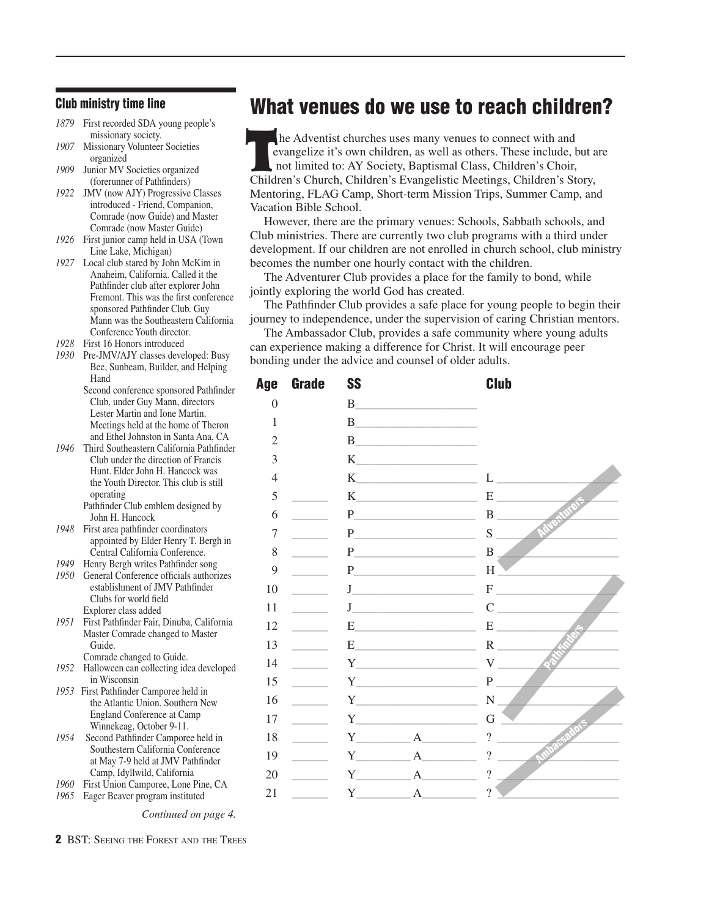## Club ministry time line

*1879* First recorded SDA young people's missionary society.

*1907* Missionary Volunteer Societies organized

*1909* Junior MV Societies organized (forerunner of Pathfinders)

*1922* JMV (now AJY) Progressive Classes introduced - Friend, Companion, Comrade (now Guide) and Master Comrade (now Master Guide)

*1926* First junior camp held in USA (Town Line Lake, Michigan)

*1927* Local club stared by John McKim in Anaheim, California. Called it the Pathfinder club after explorer John Fremont. This was the first conference sponsored Pathfinder Club. Guy Mann was the Southeastern California Conference Youth director.

*1928* First 16 Honors introduced

*1930* Pre-JMV/AJY classes developed: Busy Bee, Sunbeam, Builder, and Helping Hand

Second conference sponsored Pathfinder Club, under Guy Mann, directors Lester Martin and Ione Martin. Meetings held at the home of Theron and Ethel Johnston in Santa Ana, CA

*1946* Third Southeastern California Pathfinder Club under the direction of Francis Hunt. Elder John H. Hancock was the Youth Director. This club is still operating

Pathfinder Club emblem designed by John H. Hancock

*1948* First area pathfinder coordinators appointed by Elder Henry T. Bergh in Central California Conference.

*1949* Henry Bergh writes Pathfinder song

*1950* General Conference officials authorizes establishment of JMV Pathfinder Clubs for world field

Explorer class added

*1951* First Pathfinder Fair, Dinuba, California

Master Comrade changed to Master Guide.

Comrade changed to Guide.

*1952* Halloween can collecting idea developed in Wisconsin

*1953* First Pathfinder Camporee held in the Atlantic Union. Southern New England Conference at Camp Winnekeag, October 9-11.

*1954* Second Pathfinder Camporee held in Southestern California Conference at May 7-9 held at JMV Pathfinder Camp, Idyllwild, California

*1960* First Union Camporee, Lone Pine, CA

*1965* Eager Beaver program instituted

*Continued on page 4.*

# What venues do we use to reach children?

The Adventist churches uses many venues to connect with and evangelize it's own children, as well as others. These include, but are not limited to: AY Society, Baptismal Class, Children's Choir, Children's Church, Children's Evangelistic Meetings, Children's Story, Mentoring, FLAG Camp, Short-term Mission Trips, Summer Camp, and Vacation Bible School.

However, there are the primary venues: Schools, Sabbath schools, and Club ministries. There are currently two club programs with a third under development. If our children are not enrolled in church school, club ministry becomes the number one hourly contact with the children.

The Adventurer Club provides a place for the family to bond, while jointly exploring the world God has created.

The Pathfinder Club provides a safe place for young people to begin their journey to independence, under the supervision of caring Christian mentors.

The Ambassador Club, provides a safe community where young adults can experience making a difference for Christ. It will encourage peer bonding under the advice and counsel of older adults.

| Age | Grade | SS | Club |
|---|---|---|---|
| 0 | | B______ | |
| 1 | | B______ | |
| 2 | | B______ | |
| 3 | | K______ | |
| 4 | | K______ | L ______ (Adventurers) |
| 5 | ______ | K______ | E ______ (Adventurers) |
| 6 | ______ | P______ | B ______ (Adventurers) |
| 7 | ______ | P______ | S ______ (Adventurers) |
| 8 | ______ | P______ | B ______ (Adventurers) |
| 9 | ______ | P______ | H ______ (Adventurers) |
| 10 | ______ | J______ | F ______ (Pathfinders) |
| 11 | ______ | J______ | C ______ (Pathfinders) |
| 12 | ______ | E______ | E ______ (Pathfinders) |
| 13 | ______ | E______ | R ______ (Pathfinders) |
| 14 | ______ | Y______ | V ______ (Pathfinders) |
| 15 | ______ | Y______ | P ______ (Pathfinders) |
| 16 | ______ | Y______ | N ______ (Ambassadors) |
| 17 | ______ | Y______ | G ______ (Ambassadors) |
| 18 | ______ | Y______ A______ | ? ______ (Ambassadors) |
| 19 | ______ | Y______ A______ | ? ______ (Ambassadors) |
| 20 | ______ | Y______ A______ | ? ______ (Ambassadors) |
| 21 | ______ | Y______ A______ | ? ______ (Ambassadors) |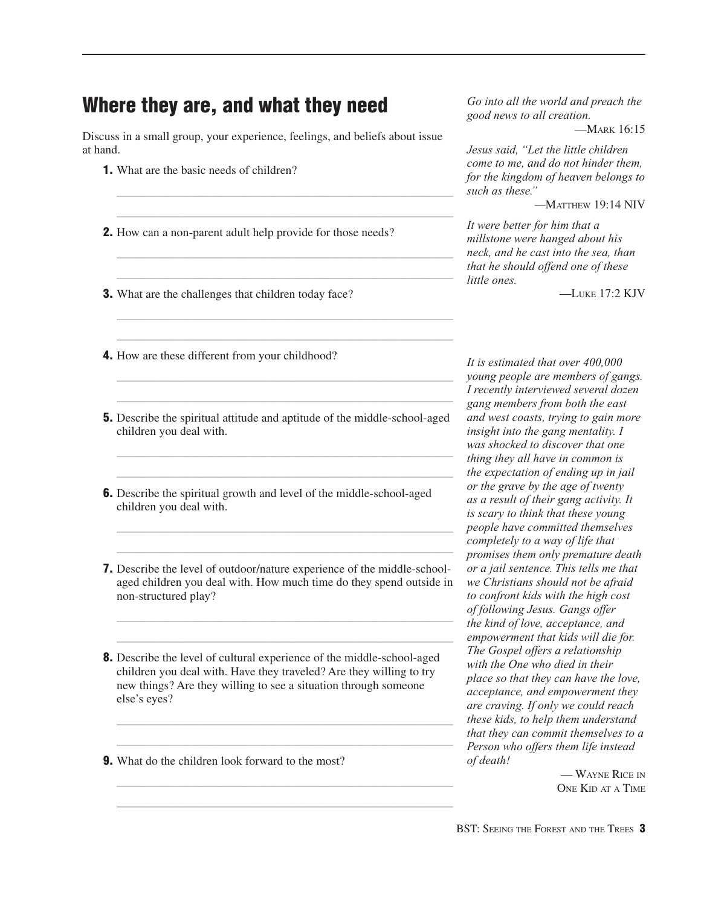## Where they are, and what they need

Discuss in a small group, your experience, feelings, and beliefs about issue at hand.

1. What are the basic needs of children?

2. How can a non-parent adult help provide for those needs?

3. What are the challenges that children today face?

4. How are these different from your childhood?

5. Describe the spiritual attitude and aptitude of the middle-school-aged children you deal with.

6. Describe the spiritual growth and level of the middle-school-aged children you deal with.

7. Describe the level of outdoor/nature experience of the middle-school-aged children you deal with. How much time do they spend outside in non-structured play?

8. Describe the level of cultural experience of the middle-school-aged children you deal with. Have they traveled? Are they willing to try new things? Are they willing to see a situation through someone else's eyes?

9. What do the children look forward to the most?

*Go into all the world and preach the good news to all creation.*

—Mark 16:15

*Jesus said, "Let the little children come to me, and do not hinder them, for the kingdom of heaven belongs to such as these."*

—Matthew 19:14 NIV

*It were better for him that a millstone were hanged about his neck, and he cast into the sea, than that he should offend one of these little ones.*

—Luke 17:2 KJV

*It is estimated that over 400,000 young people are members of gangs. I recently interviewed several dozen gang members from both the east and west coasts, trying to gain more insight into the gang mentality. I was shocked to discover that one thing they all have in common is the expectation of ending up in jail or the grave by the age of twenty as a result of their gang activity. It is scary to think that these young people have committed themselves completely to a way of life that promises them only premature death or a jail sentence. This tells me that we Christians should not be afraid to confront kids with the high cost of following Jesus. Gangs offer the kind of love, acceptance, and empowerment that kids will die for. The Gospel offers a relationship with the One who died in their place so that they can have the love, acceptance, and empowerment they are craving. If only we could reach these kids, to help them understand that they can commit themselves to a Person who offers them life instead of death!*

— Wayne Rice in One Kid at a Time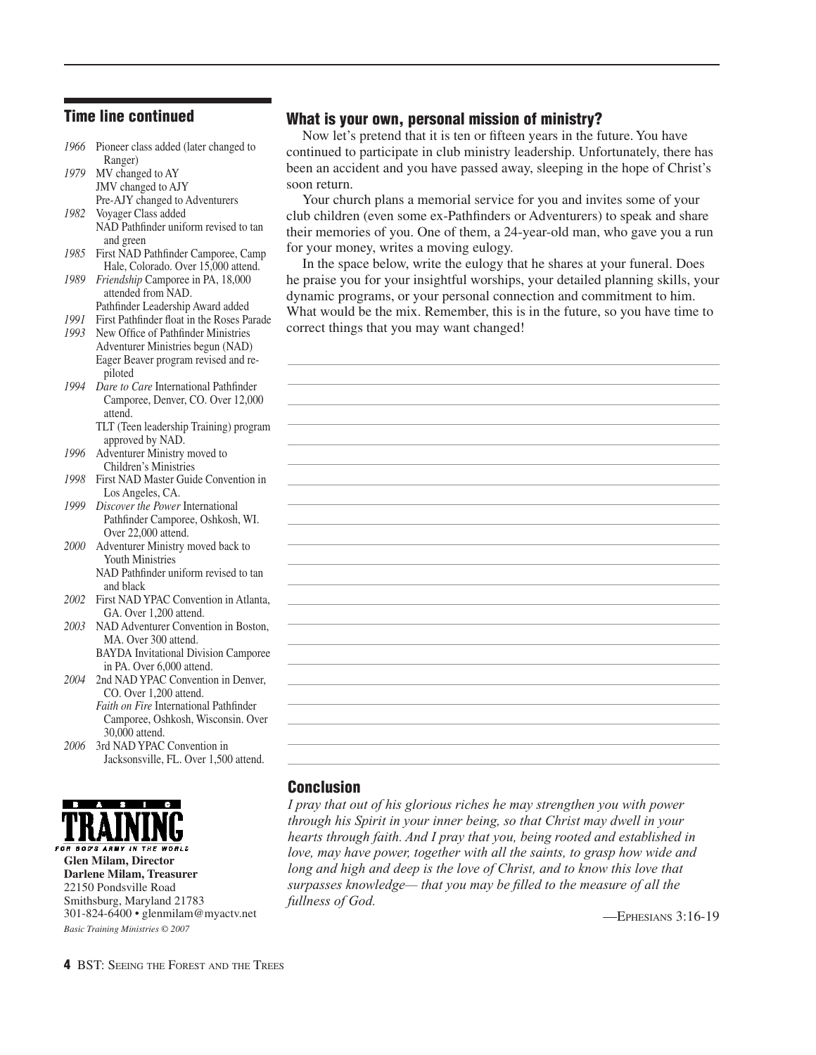## Time line continued

- *1966* Pioneer class added (later changed to Ranger)
- *1979* MV changed to AY
  - JMV changed to AJY
  - Pre-AJY changed to Adventurers
- *1982* Voyager Class added
  - NAD Pathfinder uniform revised to tan and green
- *1985* First NAD Pathfinder Camporee, Camp Hale, Colorado. Over 15,000 attend.
- *1989* *Friendship* Camporee in PA, 18,000 attended from NAD.
  - Pathfinder Leadership Award added
- *1991* First Pathfinder float in the Roses Parade
- *1993* New Office of Pathfinder Ministries
  - Adventurer Ministries begun (NAD)
  - Eager Beaver program revised and re-piloted
- *1994* *Dare to Care* International Pathfinder Camporee, Denver, CO. Over 12,000 attend.
  - TLT (Teen leadership Training) program approved by NAD.
- *1996* Adventurer Ministry moved to Children's Ministries
- *1998* First NAD Master Guide Convention in Los Angeles, CA.
- *1999* *Discover the Power* International Pathfinder Camporee, Oshkosh, WI. Over 22,000 attend.
- *2000* Adventurer Ministry moved back to Youth Ministries
  - NAD Pathfinder uniform revised to tan and black
- *2002* First NAD YPAC Convention in Atlanta, GA. Over 1,200 attend.
- *2003* NAD Adventurer Convention in Boston, MA. Over 300 attend.
  - BAYDA Invitational Division Camporee in PA. Over 6,000 attend.
- *2004* 2nd NAD YPAC Convention in Denver, CO. Over 1,200 attend.
  - *Faith on Fire* International Pathfinder Camporee, Oshkosh, Wisconsin. Over 30,000 attend.
- *2006* 3rd NAD YPAC Convention in Jacksonville, FL. Over 1,500 attend.

BASIC TRAINING
FOR GOD'S ARMY IN THE WORLD

**Glen Milam, Director**
**Darlene Milam, Treasurer**
22150 Pondsville Road
Smithsburg, Maryland 21783
301-824-6400 • glenmilam@myactv.net
*Basic Training Ministries © 2007*

## What is your own, personal mission of ministry?

Now let's pretend that it is ten or fifteen years in the future. You have continued to participate in club ministry leadership. Unfortunately, there has been an accident and you have passed away, sleeping in the hope of Christ's soon return.

Your church plans a memorial service for you and invites some of your club children (even some ex-Pathfinders or Adventurers) to speak and share their memories of you. One of them, a 24-year-old man, who gave you a run for your money, writes a moving eulogy.

In the space below, write the eulogy that he shares at your funeral. Does he praise you for your insightful worships, your detailed planning skills, your dynamic programs, or your personal connection and commitment to him. What would be the mix. Remember, this is in the future, so you have time to correct things that you may want changed!

## Conclusion

*I pray that out of his glorious riches he may strengthen you with power through his Spirit in your inner being, so that Christ may dwell in your hearts through faith. And I pray that you, being rooted and established in love, may have power, together with all the saints, to grasp how wide and long and high and deep is the love of Christ, and to know this love that surpasses knowledge— that you may be filled to the measure of all the fullness of God.*

—Ephesians 3:16-19